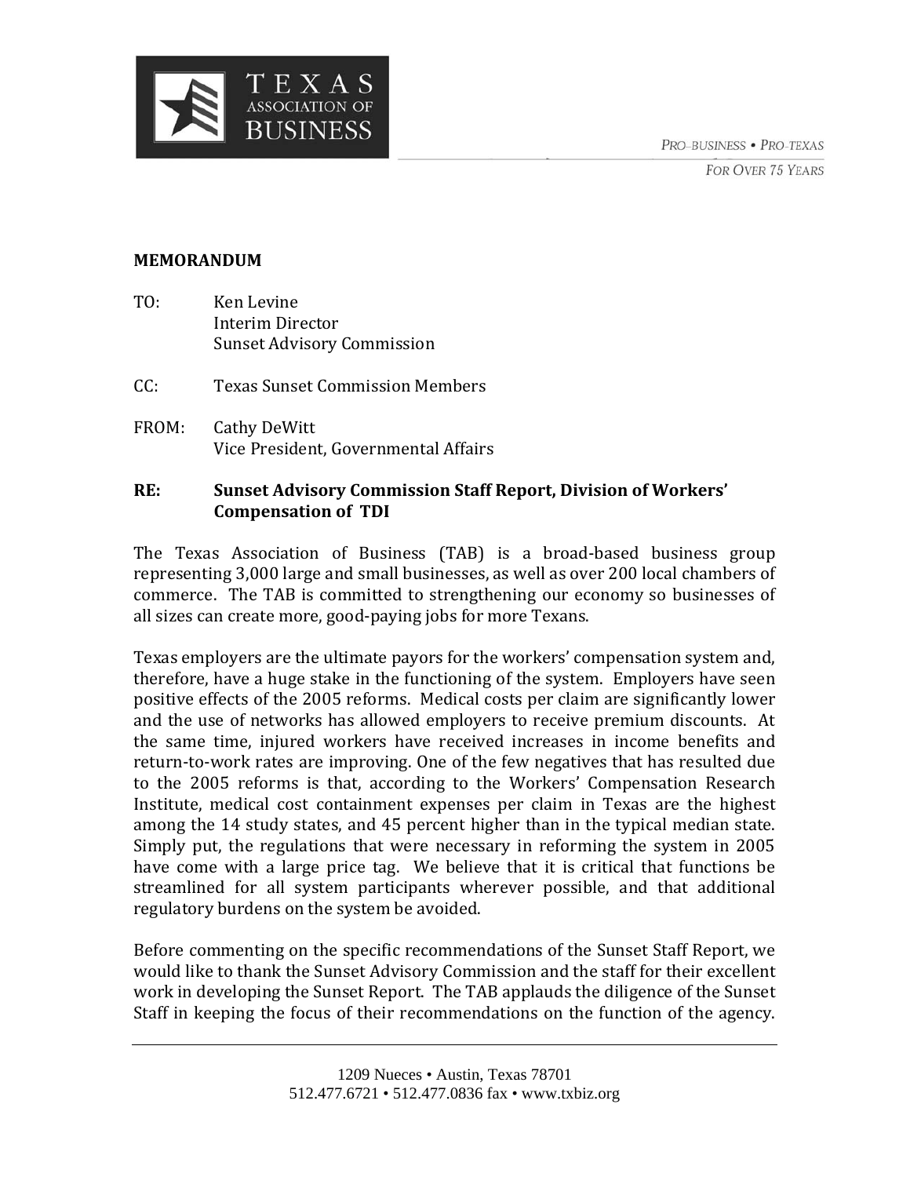TEXAS ASSOCIATION OF BUSINESS

*PRO–BUSINESS • PRO–TEXAS*
*FOR OVER 75 YEARS*

**MEMORANDUM**

TO: Ken Levine
Interim Director
Sunset Advisory Commission

CC: Texas Sunset Commission Members

FROM: Cathy DeWitt
Vice President, Governmental Affairs

**RE: Sunset Advisory Commission Staff Report, Division of Workers' Compensation of TDI**

The Texas Association of Business (TAB) is a broad-based business group representing 3,000 large and small businesses, as well as over 200 local chambers of commerce. The TAB is committed to strengthening our economy so businesses of all sizes can create more, good-paying jobs for more Texans.

Texas employers are the ultimate payors for the workers' compensation system and, therefore, have a huge stake in the functioning of the system. Employers have seen positive effects of the 2005 reforms. Medical costs per claim are significantly lower and the use of networks has allowed employers to receive premium discounts. At the same time, injured workers have received increases in income benefits and return-to-work rates are improving. One of the few negatives that has resulted due to the 2005 reforms is that, according to the Workers' Compensation Research Institute, medical cost containment expenses per claim in Texas are the highest among the 14 study states, and 45 percent higher than in the typical median state. Simply put, the regulations that were necessary in reforming the system in 2005 have come with a large price tag. We believe that it is critical that functions be streamlined for all system participants wherever possible, and that additional regulatory burdens on the system be avoided.

Before commenting on the specific recommendations of the Sunset Staff Report, we would like to thank the Sunset Advisory Commission and the staff for their excellent work in developing the Sunset Report. The TAB applauds the diligence of the Sunset Staff in keeping the focus of their recommendations on the function of the agency.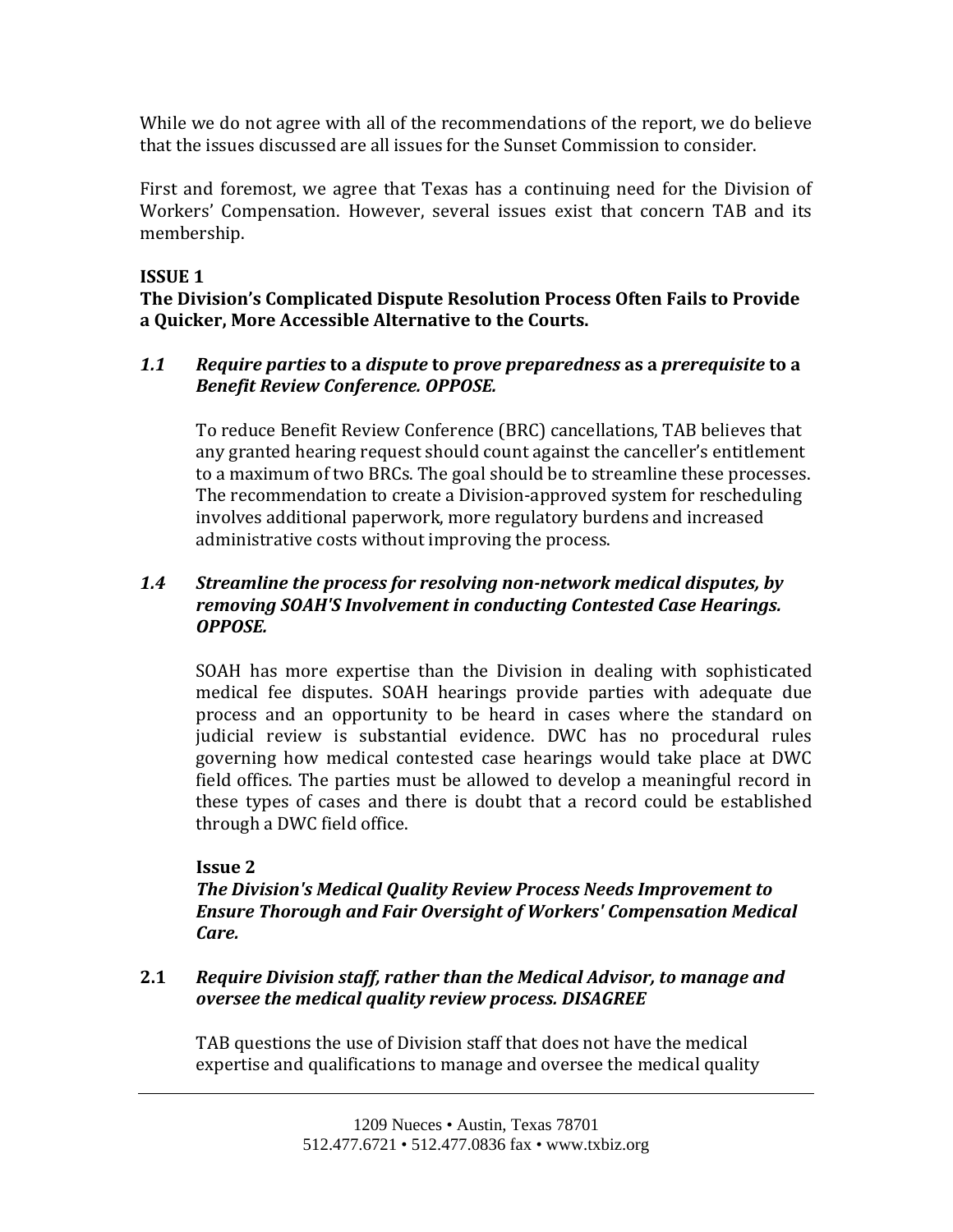While we do not agree with all of the recommendations of the report, we do believe that the issues discussed are all issues for the Sunset Commission to consider.

First and foremost, we agree that Texas has a continuing need for the Division of Workers' Compensation. However, several issues exist that concern TAB and its membership.

**ISSUE 1**
**The Division's Complicated Dispute Resolution Process Often Fails to Provide a Quicker, More Accessible Alternative to the Courts.**

***1.1 Require parties* to a *dispute* to *prove preparedness* as a *prerequisite* to a *Benefit Review Conference. OPPOSE.***

To reduce Benefit Review Conference (BRC) cancellations, TAB believes that any granted hearing request should count against the canceller's entitlement to a maximum of two BRCs. The goal should be to streamline these processes. The recommendation to create a Division-approved system for rescheduling involves additional paperwork, more regulatory burdens and increased administrative costs without improving the process.

***1.4 Streamline the process for resolving non-network medical disputes, by removing SOAH'S Involvement in conducting Contested Case Hearings. OPPOSE.***

SOAH has more expertise than the Division in dealing with sophisticated medical fee disputes. SOAH hearings provide parties with adequate due process and an opportunity to be heard in cases where the standard on judicial review is substantial evidence. DWC has no procedural rules governing how medical contested case hearings would take place at DWC field offices. The parties must be allowed to develop a meaningful record in these types of cases and there is doubt that a record could be established through a DWC field office.

**Issue 2**
***The Division's Medical Quality Review Process Needs Improvement to Ensure Thorough and Fair Oversight of Workers' Compensation Medical Care.***

**2.1** ***Require Division staff, rather than the Medical Advisor, to manage and oversee the medical quality review process. DISAGREE***

TAB questions the use of Division staff that does not have the medical expertise and qualifications to manage and oversee the medical quality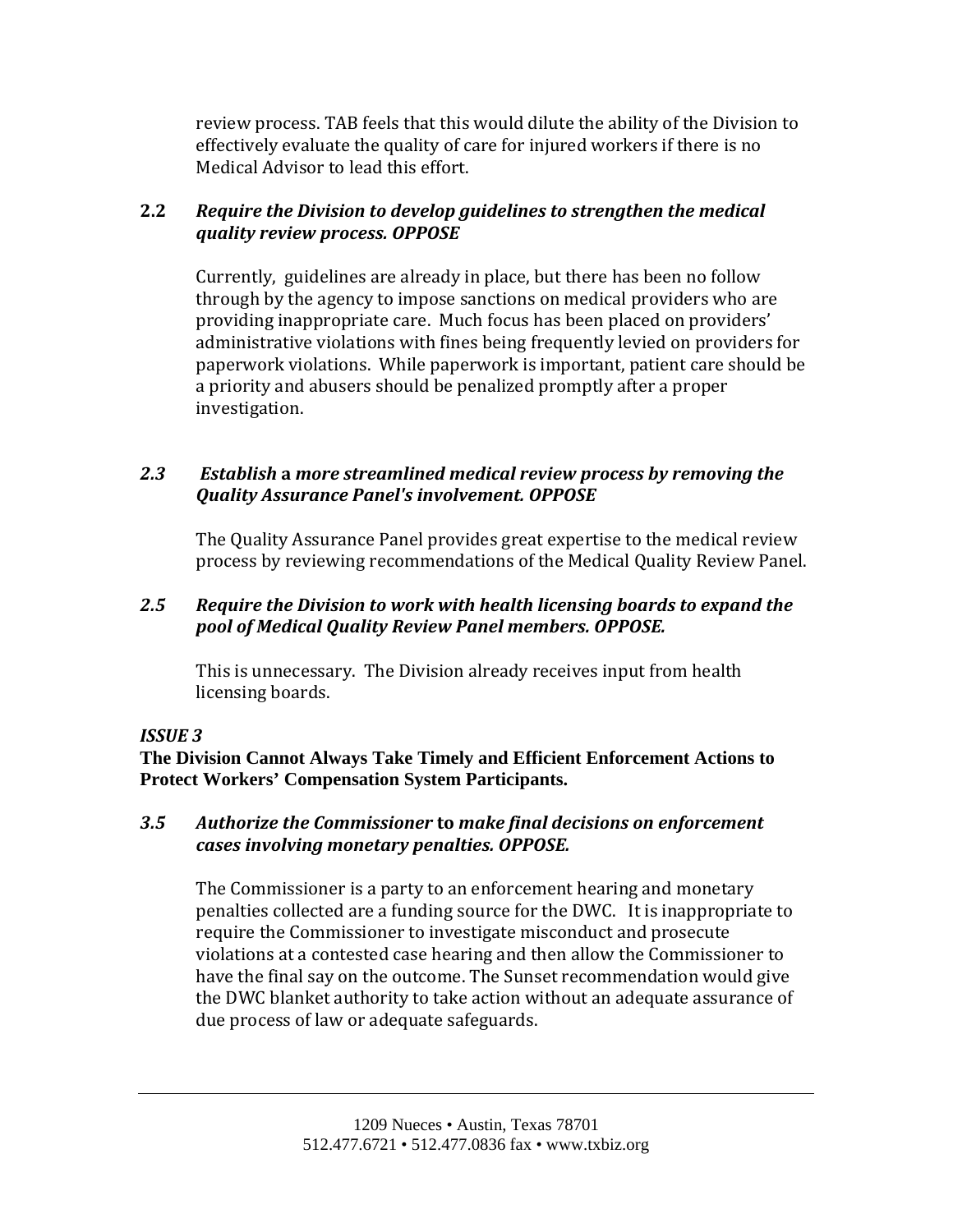review process. TAB feels that this would dilute the ability of the Division to effectively evaluate the quality of care for injured workers if there is no Medical Advisor to lead this effort.

**2.2** ***Require the Division to develop guidelines to strengthen the medical quality review process. OPPOSE***

Currently, guidelines are already in place, but there has been no follow through by the agency to impose sanctions on medical providers who are providing inappropriate care. Much focus has been placed on providers' administrative violations with fines being frequently levied on providers for paperwork violations. While paperwork is important, patient care should be a priority and abusers should be penalized promptly after a proper investigation.

***2.3*** ***Establish* a *more streamlined medical review process by removing the Quality Assurance Panel's involvement. OPPOSE***

The Quality Assurance Panel provides great expertise to the medical review process by reviewing recommendations of the Medical Quality Review Panel.

***2.5*** ***Require the Division to work with health licensing boards to expand the pool of Medical Quality Review Panel members. OPPOSE.***

This is unnecessary. The Division already receives input from health licensing boards.

***ISSUE 3***

**The Division Cannot Always Take Timely and Efficient Enforcement Actions to Protect Workers' Compensation System Participants.**

***3.5*** ***Authorize the Commissioner* to *make final decisions on enforcement cases involving monetary penalties. OPPOSE.***

The Commissioner is a party to an enforcement hearing and monetary penalties collected are a funding source for the DWC. It is inappropriate to require the Commissioner to investigate misconduct and prosecute violations at a contested case hearing and then allow the Commissioner to have the final say on the outcome. The Sunset recommendation would give the DWC blanket authority to take action without an adequate assurance of due process of law or adequate safeguards.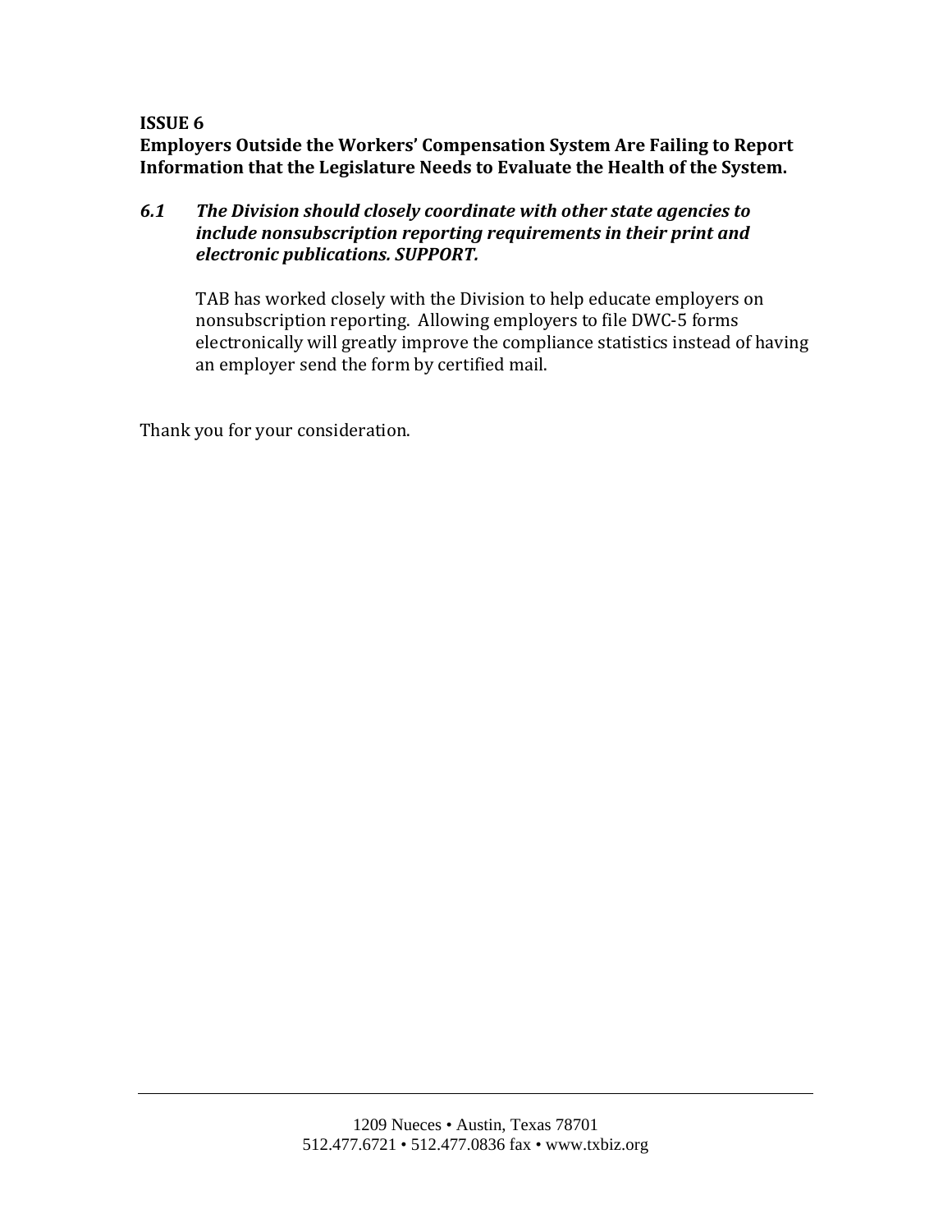**ISSUE 6**
**Employers Outside the Workers' Compensation System Are Failing to Report Information that the Legislature Needs to Evaluate the Health of the System.**

***6.1 The Division should closely coordinate with other state agencies to include nonsubscription reporting requirements in their print and electronic publications. SUPPORT.***

TAB has worked closely with the Division to help educate employers on nonsubscription reporting. Allowing employers to file DWC-5 forms electronically will greatly improve the compliance statistics instead of having an employer send the form by certified mail.

Thank you for your consideration.

1209 Nueces • Austin, Texas 78701
512.477.6721 • 512.477.0836 fax • www.txbiz.org